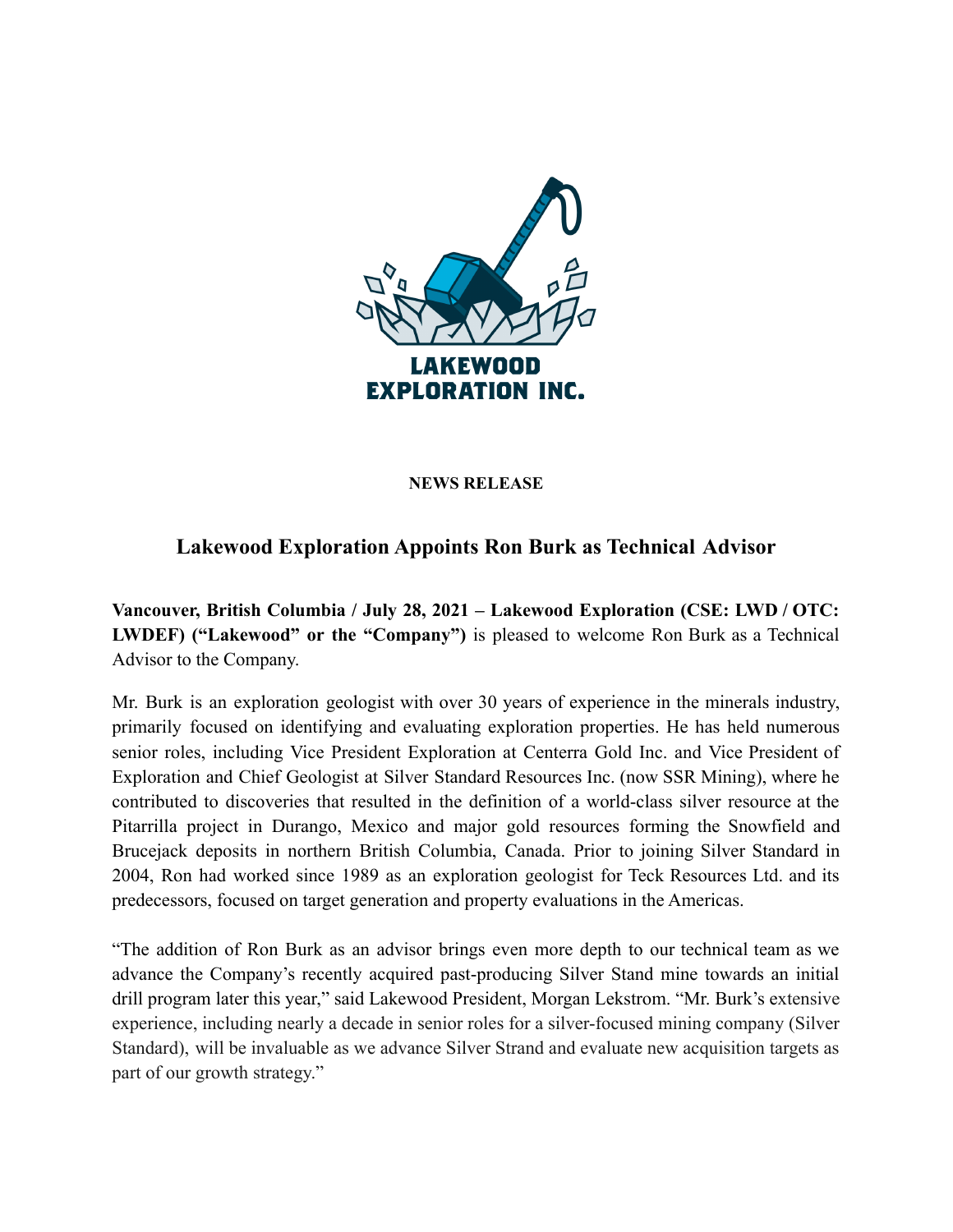LAKEWOOD EXPLORATION INC.

**NEWS RELEASE**

## Lakewood Exploration Appoints Ron Burk as Technical Advisor

**Vancouver, British Columbia / July 28, 2021 – Lakewood Exploration (CSE: LWD / OTC: LWDEF) ("Lakewood" or the "Company")** is pleased to welcome Ron Burk as a Technical Advisor to the Company.

Mr. Burk is an exploration geologist with over 30 years of experience in the minerals industry, primarily focused on identifying and evaluating exploration properties. He has held numerous senior roles, including Vice President Exploration at Centerra Gold Inc. and Vice President of Exploration and Chief Geologist at Silver Standard Resources Inc. (now SSR Mining), where he contributed to discoveries that resulted in the definition of a world-class silver resource at the Pitarrilla project in Durango, Mexico and major gold resources forming the Snowfield and Brucejack deposits in northern British Columbia, Canada. Prior to joining Silver Standard in 2004, Ron had worked since 1989 as an exploration geologist for Teck Resources Ltd. and its predecessors, focused on target generation and property evaluations in the Americas.

"The addition of Ron Burk as an advisor brings even more depth to our technical team as we advance the Company's recently acquired past-producing Silver Stand mine towards an initial drill program later this year," said Lakewood President, Morgan Lekstrom. "Mr. Burk's extensive experience, including nearly a decade in senior roles for a silver-focused mining company (Silver Standard), will be invaluable as we advance Silver Strand and evaluate new acquisition targets as part of our growth strategy."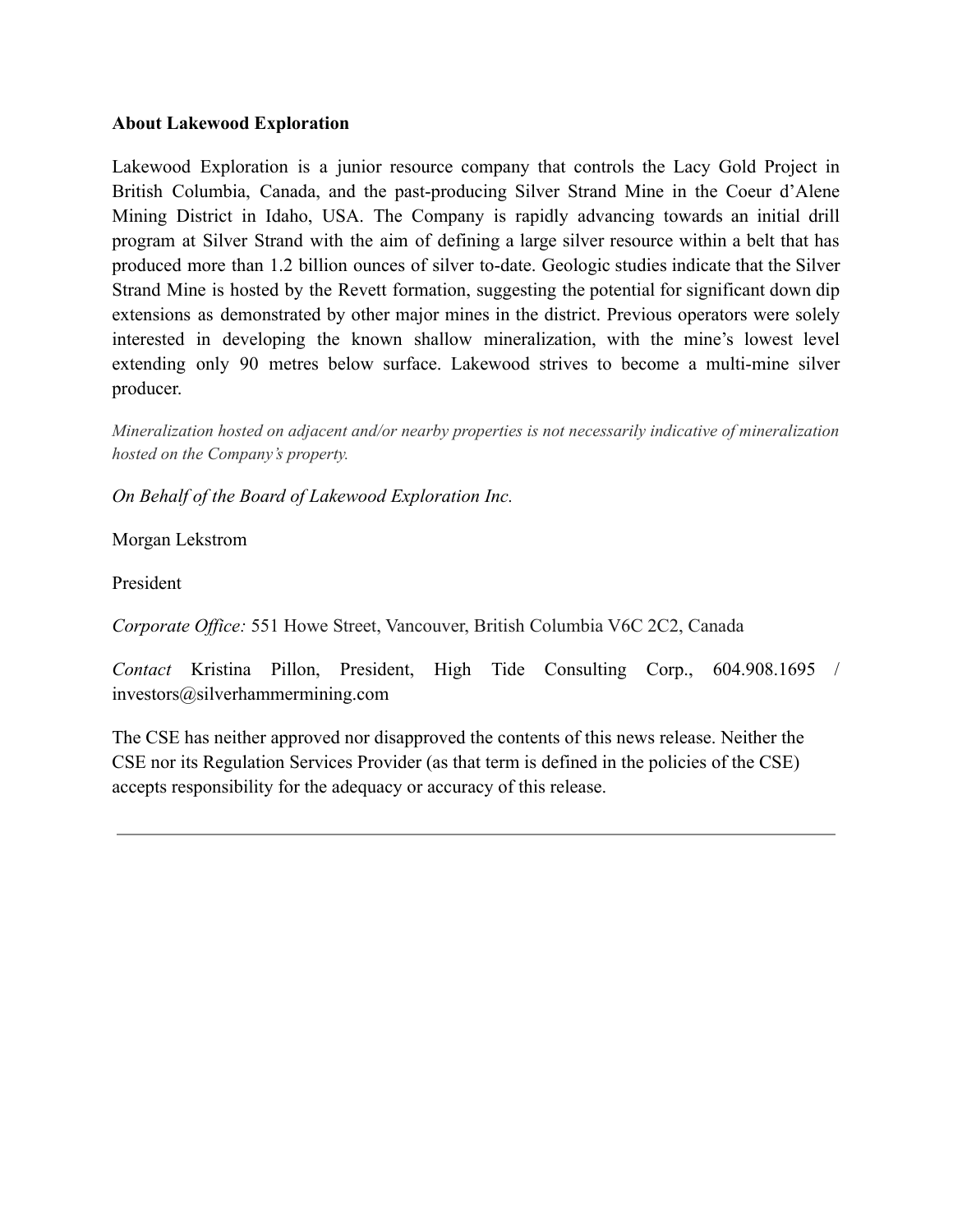**About Lakewood Exploration**

Lakewood Exploration is a junior resource company that controls the Lacy Gold Project in British Columbia, Canada, and the past-producing Silver Strand Mine in the Coeur d'Alene Mining District in Idaho, USA. The Company is rapidly advancing towards an initial drill program at Silver Strand with the aim of defining a large silver resource within a belt that has produced more than 1.2 billion ounces of silver to-date. Geologic studies indicate that the Silver Strand Mine is hosted by the Revett formation, suggesting the potential for significant down dip extensions as demonstrated by other major mines in the district. Previous operators were solely interested in developing the known shallow mineralization, with the mine's lowest level extending only 90 metres below surface. Lakewood strives to become a multi-mine silver producer.

*Mineralization hosted on adjacent and/or nearby properties is not necessarily indicative of mineralization hosted on the Company's property.*

*On Behalf of the Board of Lakewood Exploration Inc.*

Morgan Lekstrom

President

*Corporate Office:* 551 Howe Street, Vancouver, British Columbia V6C 2C2, Canada

*Contact* Kristina Pillon, President, High Tide Consulting Corp., 604.908.1695 / investors@silverhammermining.com

The CSE has neither approved nor disapproved the contents of this news release. Neither the CSE nor its Regulation Services Provider (as that term is defined in the policies of the CSE) accepts responsibility for the adequacy or accuracy of this release.

---